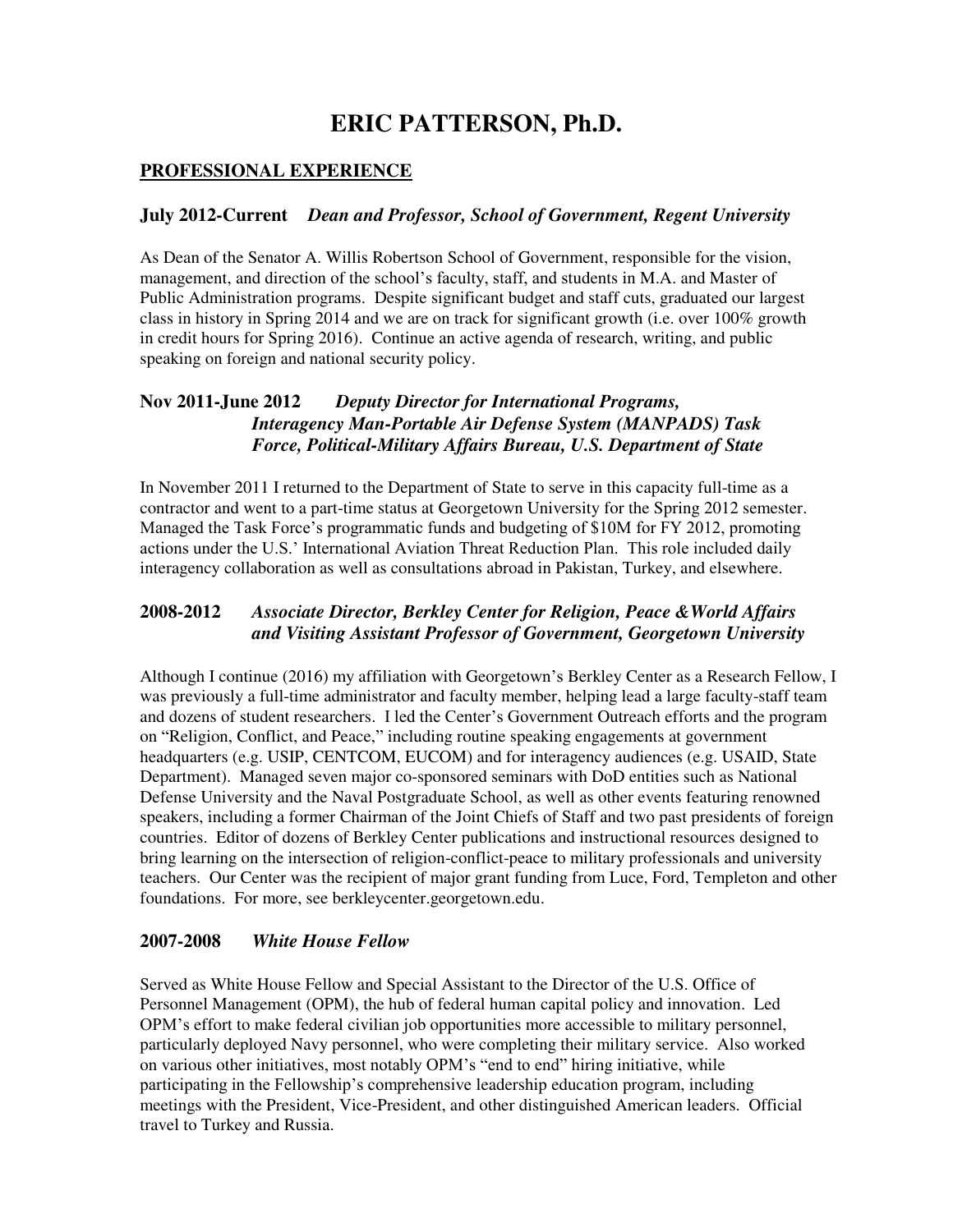# ERIC PATTERSON, Ph.D.

## PROFESSIONAL EXPERIENCE

### July 2012-Current *Dean and Professor, School of Government, Regent University*

As Dean of the Senator A. Willis Robertson School of Government, responsible for the vision, management, and direction of the school's faculty, staff, and students in M.A. and Master of Public Administration programs. Despite significant budget and staff cuts, graduated our largest class in history in Spring 2014 and we are on track for significant growth (i.e. over 100% growth in credit hours for Spring 2016). Continue an active agenda of research, writing, and public speaking on foreign and national security policy.

### Nov 2011-June 2012 *Deputy Director for International Programs, Interagency Man-Portable Air Defense System (MANPADS) Task Force, Political-Military Affairs Bureau, U.S. Department of State*

In November 2011 I returned to the Department of State to serve in this capacity full-time as a contractor and went to a part-time status at Georgetown University for the Spring 2012 semester. Managed the Task Force's programmatic funds and budgeting of $10M for FY 2012, promoting actions under the U.S.' International Aviation Threat Reduction Plan. This role included daily interagency collaboration as well as consultations abroad in Pakistan, Turkey, and elsewhere.

### 2008-2012 *Associate Director, Berkley Center for Religion, Peace &World Affairs and Visiting Assistant Professor of Government, Georgetown University*

Although I continue (2016) my affiliation with Georgetown's Berkley Center as a Research Fellow, I was previously a full-time administrator and faculty member, helping lead a large faculty-staff team and dozens of student researchers. I led the Center's Government Outreach efforts and the program on "Religion, Conflict, and Peace," including routine speaking engagements at government headquarters (e.g. USIP, CENTCOM, EUCOM) and for interagency audiences (e.g. USAID, State Department). Managed seven major co-sponsored seminars with DoD entities such as National Defense University and the Naval Postgraduate School, as well as other events featuring renowned speakers, including a former Chairman of the Joint Chiefs of Staff and two past presidents of foreign countries. Editor of dozens of Berkley Center publications and instructional resources designed to bring learning on the intersection of religion-conflict-peace to military professionals and university teachers. Our Center was the recipient of major grant funding from Luce, Ford, Templeton and other foundations. For more, see berkleycenter.georgetown.edu.

### 2007-2008 *White House Fellow*

Served as White House Fellow and Special Assistant to the Director of the U.S. Office of Personnel Management (OPM), the hub of federal human capital policy and innovation. Led OPM's effort to make federal civilian job opportunities more accessible to military personnel, particularly deployed Navy personnel, who were completing their military service. Also worked on various other initiatives, most notably OPM's "end to end" hiring initiative, while participating in the Fellowship's comprehensive leadership education program, including meetings with the President, Vice-President, and other distinguished American leaders. Official travel to Turkey and Russia.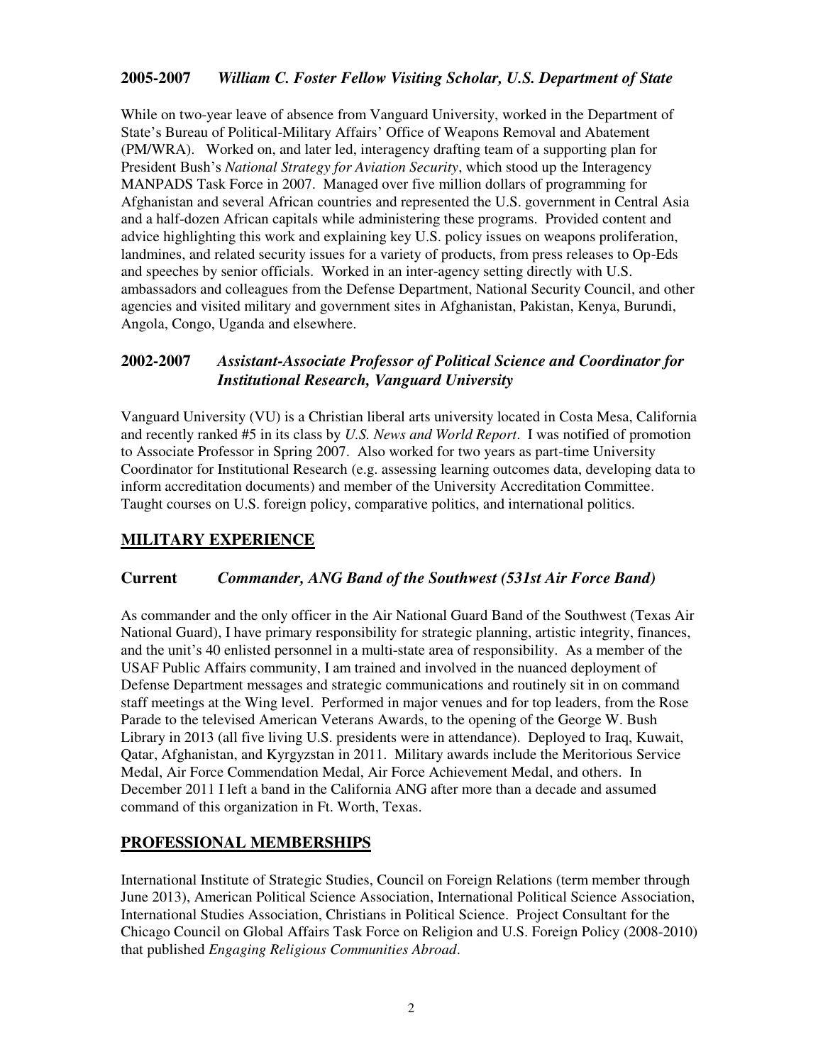### 2005-2007 *William C. Foster Fellow Visiting Scholar, U.S. Department of State*

While on two-year leave of absence from Vanguard University, worked in the Department of State's Bureau of Political-Military Affairs' Office of Weapons Removal and Abatement (PM/WRA). Worked on, and later led, interagency drafting team of a supporting plan for President Bush's *National Strategy for Aviation Security*, which stood up the Interagency MANPADS Task Force in 2007. Managed over five million dollars of programming for Afghanistan and several African countries and represented the U.S. government in Central Asia and a half-dozen African capitals while administering these programs. Provided content and advice highlighting this work and explaining key U.S. policy issues on weapons proliferation, landmines, and related security issues for a variety of products, from press releases to Op-Eds and speeches by senior officials. Worked in an inter-agency setting directly with U.S. ambassadors and colleagues from the Defense Department, National Security Council, and other agencies and visited military and government sites in Afghanistan, Pakistan, Kenya, Burundi, Angola, Congo, Uganda and elsewhere.

### 2002-2007 *Assistant-Associate Professor of Political Science and Coordinator for Institutional Research, Vanguard University*

Vanguard University (VU) is a Christian liberal arts university located in Costa Mesa, California and recently ranked #5 in its class by *U.S. News and World Report*. I was notified of promotion to Associate Professor in Spring 2007. Also worked for two years as part-time University Coordinator for Institutional Research (e.g. assessing learning outcomes data, developing data to inform accreditation documents) and member of the University Accreditation Committee. Taught courses on U.S. foreign policy, comparative politics, and international politics.

## MILITARY EXPERIENCE

### Current *Commander, ANG Band of the Southwest (531st Air Force Band)*

As commander and the only officer in the Air National Guard Band of the Southwest (Texas Air National Guard), I have primary responsibility for strategic planning, artistic integrity, finances, and the unit's 40 enlisted personnel in a multi-state area of responsibility. As a member of the USAF Public Affairs community, I am trained and involved in the nuanced deployment of Defense Department messages and strategic communications and routinely sit in on command staff meetings at the Wing level. Performed in major venues and for top leaders, from the Rose Parade to the televised American Veterans Awards, to the opening of the George W. Bush Library in 2013 (all five living U.S. presidents were in attendance). Deployed to Iraq, Kuwait, Qatar, Afghanistan, and Kyrgyzstan in 2011. Military awards include the Meritorious Service Medal, Air Force Commendation Medal, Air Force Achievement Medal, and others. In December 2011 I left a band in the California ANG after more than a decade and assumed command of this organization in Ft. Worth, Texas.

## PROFESSIONAL MEMBERSHIPS

International Institute of Strategic Studies, Council on Foreign Relations (term member through June 2013), American Political Science Association, International Political Science Association, International Studies Association, Christians in Political Science. Project Consultant for the Chicago Council on Global Affairs Task Force on Religion and U.S. Foreign Policy (2008-2010) that published *Engaging Religious Communities Abroad*.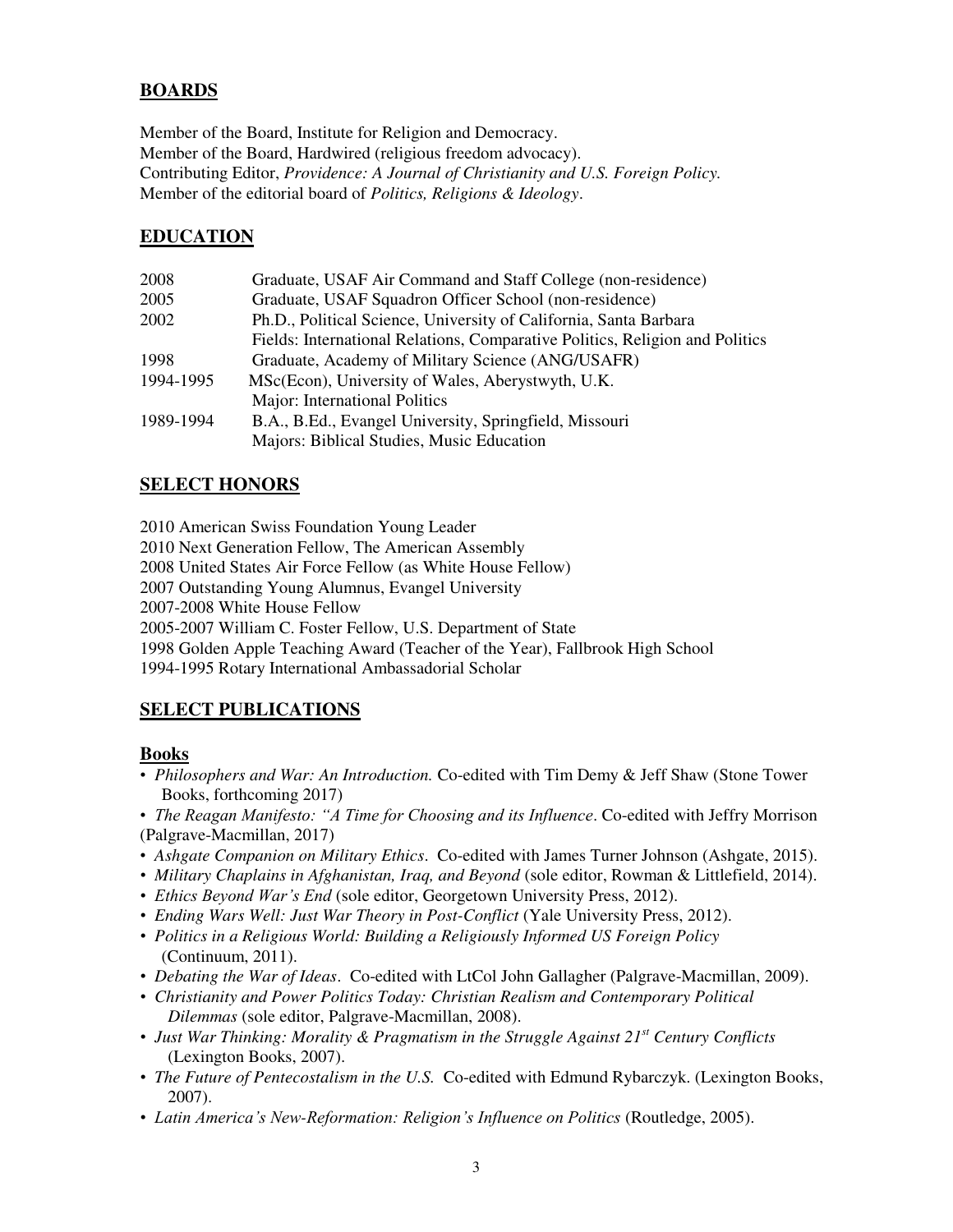## BOARDS

Member of the Board, Institute for Religion and Democracy.
Member of the Board, Hardwired (religious freedom advocacy).
Contributing Editor, *Providence: A Journal of Christianity and U.S. Foreign Policy.*
Member of the editorial board of *Politics, Religions & Ideology*.

## EDUCATION

| | |
|---|---|
| 2008 | Graduate, USAF Air Command and Staff College (non-residence) |
| 2005 | Graduate, USAF Squadron Officer School (non-residence) |
| 2002 | Ph.D., Political Science, University of California, Santa Barbara<br>Fields: International Relations, Comparative Politics, Religion and Politics |
| 1998 | Graduate, Academy of Military Science (ANG/USAFR) |
| 1994-1995 | MSc(Econ), University of Wales, Aberystwyth, U.K.<br>Major: International Politics |
| 1989-1994 | B.A., B.Ed., Evangel University, Springfield, Missouri<br>Majors: Biblical Studies, Music Education |

## SELECT HONORS

2010 American Swiss Foundation Young Leader
2010 Next Generation Fellow, The American Assembly
2008 United States Air Force Fellow (as White House Fellow)
2007 Outstanding Young Alumnus, Evangel University
2007-2008 White House Fellow
2005-2007 William C. Foster Fellow, U.S. Department of State
1998 Golden Apple Teaching Award (Teacher of the Year), Fallbrook High School
1994-1995 Rotary International Ambassadorial Scholar

## SELECT PUBLICATIONS

### Books

- *Philosophers and War: An Introduction.* Co-edited with Tim Demy & Jeff Shaw (Stone Tower Books, forthcoming 2017)
- *The Reagan Manifesto: "A Time for Choosing and its Influence*. Co-edited with Jeffry Morrison (Palgrave-Macmillan, 2017)
- *Ashgate Companion on Military Ethics*. Co-edited with James Turner Johnson (Ashgate, 2015).
- *Military Chaplains in Afghanistan, Iraq, and Beyond* (sole editor, Rowman & Littlefield, 2014).
- *Ethics Beyond War's End* (sole editor, Georgetown University Press, 2012).
- *Ending Wars Well: Just War Theory in Post-Conflict* (Yale University Press, 2012).
- *Politics in a Religious World: Building a Religiously Informed US Foreign Policy* (Continuum, 2011).
- *Debating the War of Ideas*. Co-edited with LtCol John Gallagher (Palgrave-Macmillan, 2009).
- *Christianity and Power Politics Today: Christian Realism and Contemporary Political Dilemmas* (sole editor, Palgrave-Macmillan, 2008).
- *Just War Thinking: Morality & Pragmatism in the Struggle Against 21st Century Conflicts* (Lexington Books, 2007).
- *The Future of Pentecostalism in the U.S.* Co-edited with Edmund Rybarczyk. (Lexington Books, 2007).
- *Latin America's New-Reformation: Religion's Influence on Politics* (Routledge, 2005).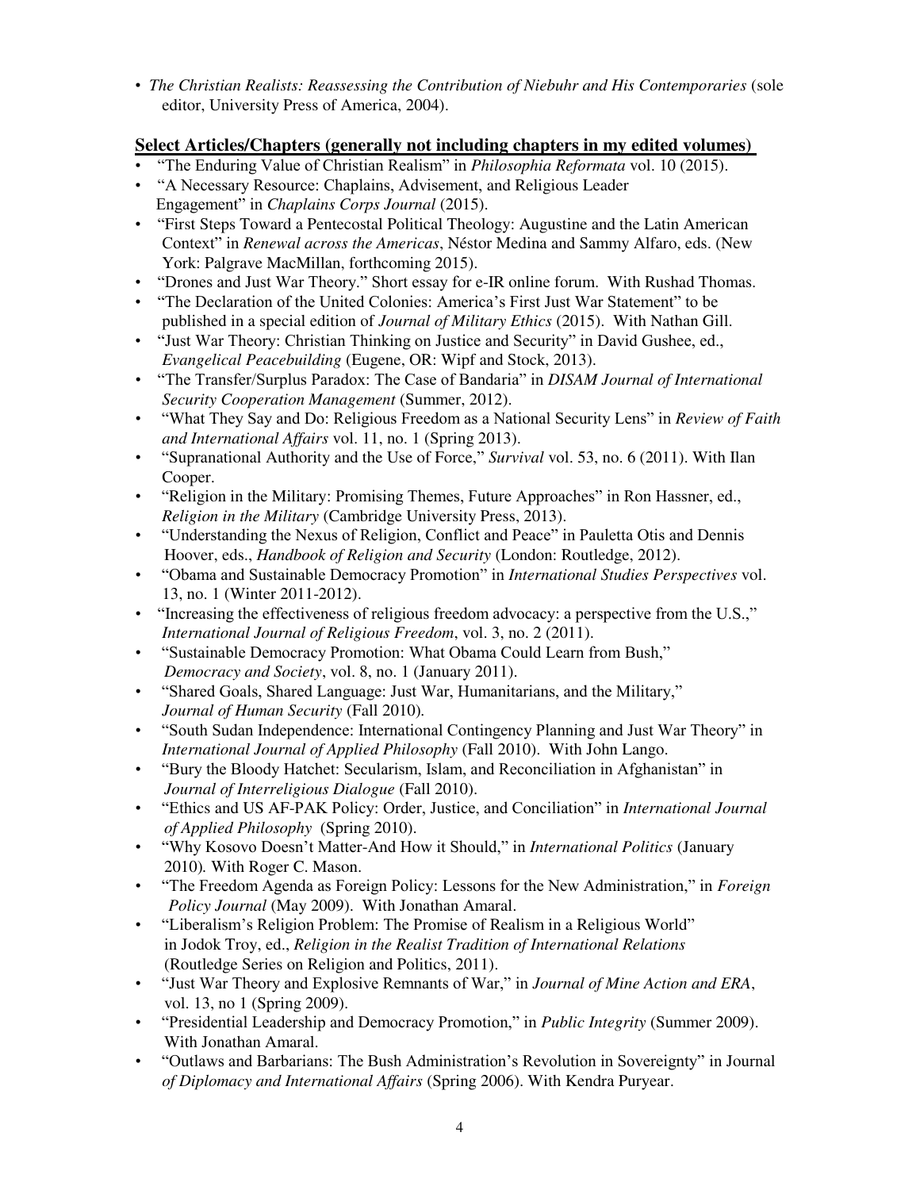- *The Christian Realists: Reassessing the Contribution of Niebuhr and His Contemporaries* (sole editor, University Press of America, 2004).

## **Select Articles/Chapters (generally not including chapters in my edited volumes)**

- "The Enduring Value of Christian Realism" in *Philosophia Reformata* vol. 10 (2015).
- "A Necessary Resource: Chaplains, Advisement, and Religious Leader Engagement" in *Chaplains Corps Journal* (2015).
- "First Steps Toward a Pentecostal Political Theology: Augustine and the Latin American Context" in *Renewal across the Americas*, Néstor Medina and Sammy Alfaro, eds. (New York: Palgrave MacMillan, forthcoming 2015).
- "Drones and Just War Theory." Short essay for e-IR online forum. With Rushad Thomas.
- "The Declaration of the United Colonies: America's First Just War Statement" to be published in a special edition of *Journal of Military Ethics* (2015). With Nathan Gill.
- "Just War Theory: Christian Thinking on Justice and Security" in David Gushee, ed., *Evangelical Peacebuilding* (Eugene, OR: Wipf and Stock, 2013).
- "The Transfer/Surplus Paradox: The Case of Bandaria" in *DISAM Journal of International Security Cooperation Management* (Summer, 2012).
- "What They Say and Do: Religious Freedom as a National Security Lens" in *Review of Faith and International Affairs* vol. 11, no. 1 (Spring 2013).
- "Supranational Authority and the Use of Force," *Survival* vol. 53, no. 6 (2011). With Ilan Cooper.
- "Religion in the Military: Promising Themes, Future Approaches" in Ron Hassner, ed., *Religion in the Military* (Cambridge University Press, 2013).
- "Understanding the Nexus of Religion, Conflict and Peace" in Pauletta Otis and Dennis Hoover, eds., *Handbook of Religion and Security* (London: Routledge, 2012).
- "Obama and Sustainable Democracy Promotion" in *International Studies Perspectives* vol. 13, no. 1 (Winter 2011-2012).
- "Increasing the effectiveness of religious freedom advocacy: a perspective from the U.S.," *International Journal of Religious Freedom*, vol. 3, no. 2 (2011).
- "Sustainable Democracy Promotion: What Obama Could Learn from Bush," *Democracy and Society*, vol. 8, no. 1 (January 2011).
- "Shared Goals, Shared Language: Just War, Humanitarians, and the Military," *Journal of Human Security* (Fall 2010).
- "South Sudan Independence: International Contingency Planning and Just War Theory" in *International Journal of Applied Philosophy* (Fall 2010). With John Lango.
- "Bury the Bloody Hatchet: Secularism, Islam, and Reconciliation in Afghanistan" in *Journal of Interreligious Dialogue* (Fall 2010).
- "Ethics and US AF-PAK Policy: Order, Justice, and Conciliation" in *International Journal of Applied Philosophy* (Spring 2010).
- "Why Kosovo Doesn't Matter-And How it Should," in *International Politics* (January 2010). With Roger C. Mason.
- "The Freedom Agenda as Foreign Policy: Lessons for the New Administration," in *Foreign Policy Journal* (May 2009). With Jonathan Amaral.
- "Liberalism's Religion Problem: The Promise of Realism in a Religious World" in Jodok Troy, ed., *Religion in the Realist Tradition of International Relations* (Routledge Series on Religion and Politics, 2011).
- "Just War Theory and Explosive Remnants of War," in *Journal of Mine Action and ERA*, vol. 13, no 1 (Spring 2009).
- "Presidential Leadership and Democracy Promotion," in *Public Integrity* (Summer 2009). With Jonathan Amaral.
- "Outlaws and Barbarians: The Bush Administration's Revolution in Sovereignty" in Journal *of Diplomacy and International Affairs* (Spring 2006). With Kendra Puryear.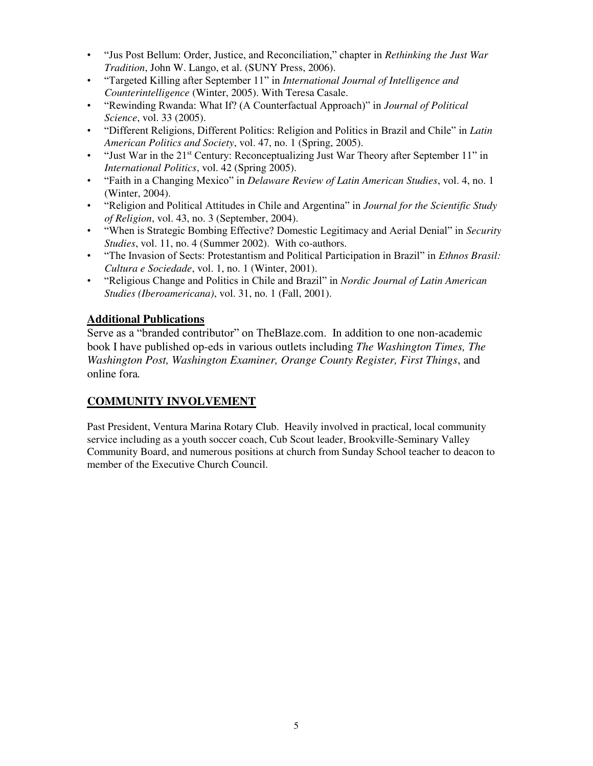- "Jus Post Bellum: Order, Justice, and Reconciliation," chapter in *Rethinking the Just War Tradition*, John W. Lango, et al. (SUNY Press, 2006).
- "Targeted Killing after September 11" in *International Journal of Intelligence and Counterintelligence* (Winter, 2005). With Teresa Casale.
- "Rewinding Rwanda: What If? (A Counterfactual Approach)" in *Journal of Political Science*, vol. 33 (2005).
- "Different Religions, Different Politics: Religion and Politics in Brazil and Chile" in *Latin American Politics and Society*, vol. 47, no. 1 (Spring, 2005).
- "Just War in the 21st Century: Reconceptualizing Just War Theory after September 11" in *International Politics*, vol. 42 (Spring 2005).
- "Faith in a Changing Mexico" in *Delaware Review of Latin American Studies*, vol. 4, no. 1 (Winter, 2004).
- "Religion and Political Attitudes in Chile and Argentina" in *Journal for the Scientific Study of Religion*, vol. 43, no. 3 (September, 2004).
- "When is Strategic Bombing Effective? Domestic Legitimacy and Aerial Denial" in *Security Studies*, vol. 11, no. 4 (Summer 2002). With co-authors.
- "The Invasion of Sects: Protestantism and Political Participation in Brazil" in *Ethnos Brasil: Cultura e Sociedade*, vol. 1, no. 1 (Winter, 2001).
- "Religious Change and Politics in Chile and Brazil" in *Nordic Journal of Latin American Studies (Iberoamericana)*, vol. 31, no. 1 (Fall, 2001).

## **Additional Publications**

Serve as a "branded contributor" on TheBlaze.com. In addition to one non-academic book I have published op-eds in various outlets including *The Washington Times, The Washington Post, Washington Examiner, Orange County Register, First Things*, and online fora.

## **COMMUNITY INVOLVEMENT**

Past President, Ventura Marina Rotary Club. Heavily involved in practical, local community service including as a youth soccer coach, Cub Scout leader, Brookville-Seminary Valley Community Board, and numerous positions at church from Sunday School teacher to deacon to member of the Executive Church Council.